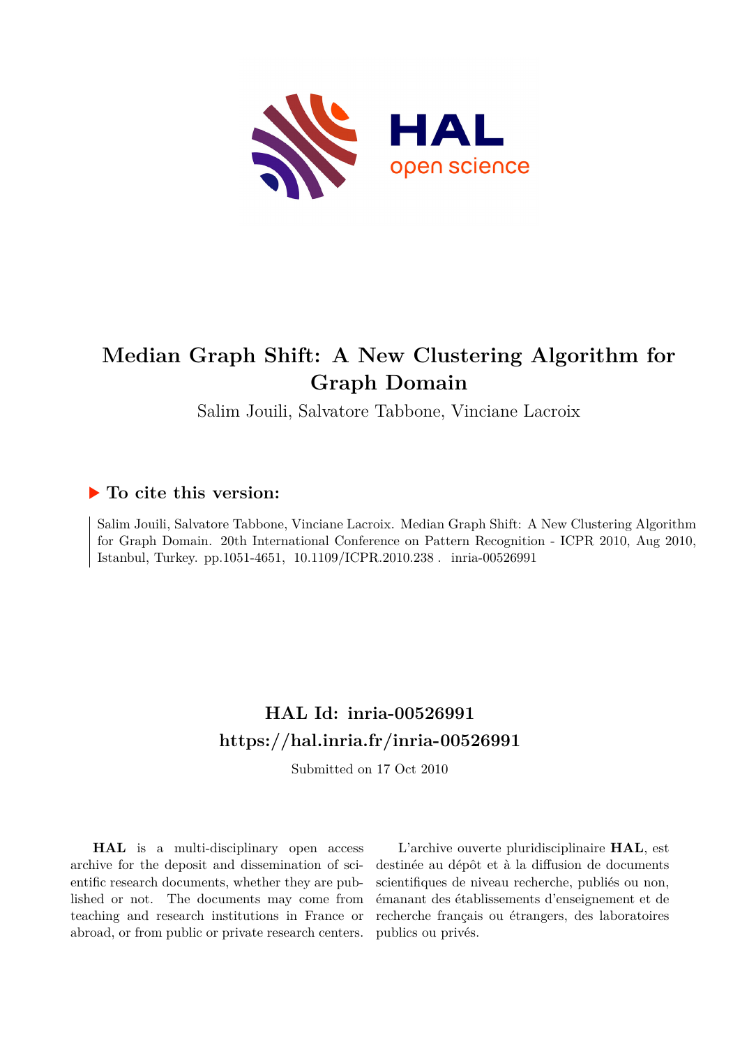# Median Graph Shift: A New Clustering Algorithm for Graph Domain

Salim Jouili, Salvatore Tabbone, Vinciane Lacroix

## ▶ To cite this version:

Salim Jouili, Salvatore Tabbone, Vinciane Lacroix. Median Graph Shift: A New Clustering Algorithm for Graph Domain. 20th International Conference on Pattern Recognition - ICPR 2010, Aug 2010, Istanbul, Turkey. pp.1051-4651, 10.1109/ICPR.2010.238 . inria-00526991

## HAL Id: inria-00526991
## https://hal.inria.fr/inria-00526991

Submitted on 17 Oct 2010

**HAL** is a multi-disciplinary open access archive for the deposit and dissemination of scientific research documents, whether they are published or not. The documents may come from teaching and research institutions in France or abroad, or from public or private research centers.

L'archive ouverte pluridisciplinaire **HAL**, est destinée au dépôt et à la diffusion de documents scientifiques de niveau recherche, publiés ou non, émanant des établissements d'enseignement et de recherche français ou étrangers, des laboratoires publics ou privés.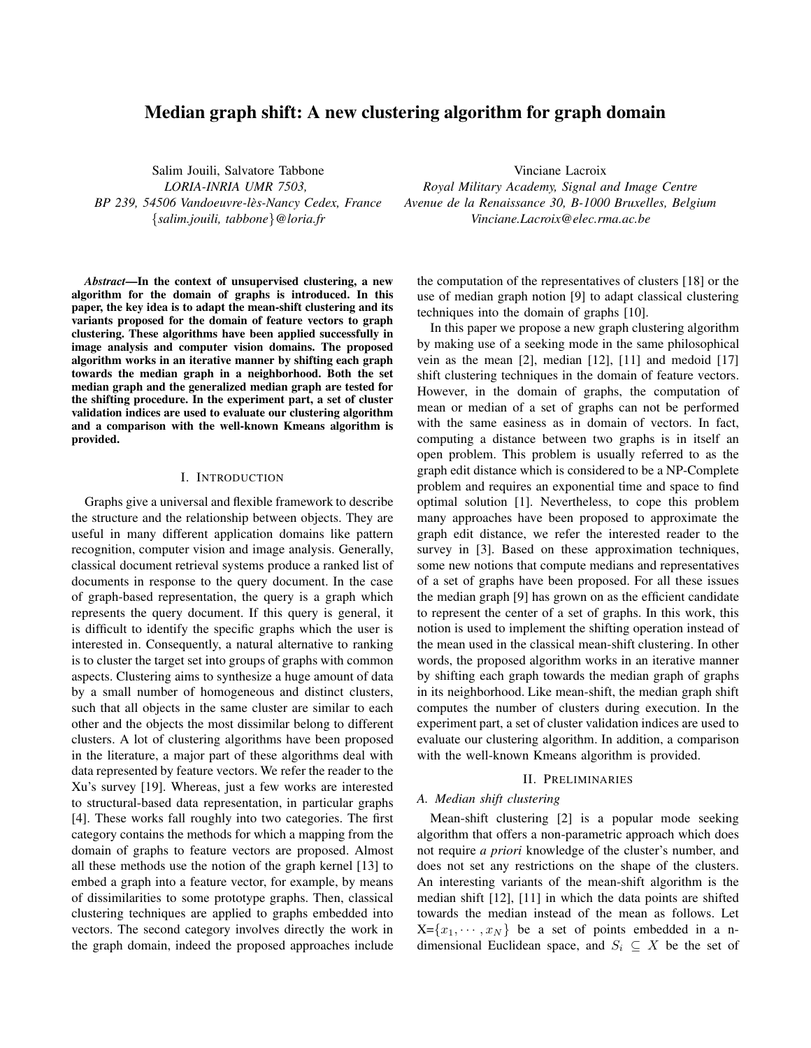# Median graph shift: A new clustering algorithm for graph domain

Salim Jouili, Salvatore Tabbone
*LORIA-INRIA UMR 7503,*
*BP 239, 54506 Vandoeuvre-lès-Nancy Cedex, France*
*{salim.jouili, tabbone}@loria.fr*

Vinciane Lacroix
*Royal Military Academy, Signal and Image Centre*
*Avenue de la Renaissance 30, B-1000 Bruxelles, Belgium*
*Vinciane.Lacroix@elec.rma.ac.be*

***Abstract*—In the context of unsupervised clustering, a new algorithm for the domain of graphs is introduced. In this paper, the key idea is to adapt the mean-shift clustering and its variants proposed for the domain of feature vectors to graph clustering. These algorithms have been applied successfully in image analysis and computer vision domains. The proposed algorithm works in an iterative manner by shifting each graph towards the median graph in a neighborhood. Both the set median graph and the generalized median graph are tested for the shifting procedure. In the experiment part, a set of cluster validation indices are used to evaluate our clustering algorithm and a comparison with the well-known Kmeans algorithm is provided.**

## I. Introduction

Graphs give a universal and flexible framework to describe the structure and the relationship between objects. They are useful in many different application domains like pattern recognition, computer vision and image analysis. Generally, classical document retrieval systems produce a ranked list of documents in response to the query document. In the case of graph-based representation, the query is a graph which represents the query document. If this query is general, it is difficult to identify the specific graphs which the user is interested in. Consequently, a natural alternative to ranking is to cluster the target set into groups of graphs with common aspects. Clustering aims to synthesize a huge amount of data by a small number of homogeneous and distinct clusters, such that all objects in the same cluster are similar to each other and the objects the most dissimilar belong to different clusters. A lot of clustering algorithms have been proposed in the literature, a major part of these algorithms deal with data represented by feature vectors. We refer the reader to the Xu's survey [19]. Whereas, just a few works are interested to structural-based data representation, in particular graphs [4]. These works fall roughly into two categories. The first category contains the methods for which a mapping from the domain of graphs to feature vectors are proposed. Almost all these methods use the notion of the graph kernel [13] to embed a graph into a feature vector, for example, by means of dissimilarities to some prototype graphs. Then, classical clustering techniques are applied to graphs embedded into vectors. The second category involves directly the work in the graph domain, indeed the proposed approaches include the computation of the representatives of clusters [18] or the use of median graph notion [9] to adapt classical clustering techniques into the domain of graphs [10].

In this paper we propose a new graph clustering algorithm by making use of a seeking mode in the same philosophical vein as the mean [2], median [12], [11] and medoid [17] shift clustering techniques in the domain of feature vectors. However, in the domain of graphs, the computation of mean or median of a set of graphs can not be performed with the same easiness as in domain of vectors. In fact, computing a distance between two graphs is in itself an open problem. This problem is usually referred to as the graph edit distance which is considered to be a NP-Complete problem and requires an exponential time and space to find optimal solution [1]. Nevertheless, to cope this problem many approaches have been proposed to approximate the graph edit distance, we refer the interested reader to the survey in [3]. Based on these approximation techniques, some new notions that compute medians and representatives of a set of graphs have been proposed. For all these issues the median graph [9] has grown on as the efficient candidate to represent the center of a set of graphs. In this work, this notion is used to implement the shifting operation instead of the mean used in the classical mean-shift clustering. In other words, the proposed algorithm works in an iterative manner by shifting each graph towards the median graph of graphs in its neighborhood. Like mean-shift, the median graph shift computes the number of clusters during execution. In the experiment part, a set of cluster validation indices are used to evaluate our clustering algorithm. In addition, a comparison with the well-known Kmeans algorithm is provided.

## II. Preliminaries

### A. Median shift clustering

Mean-shift clustering [2] is a popular mode seeking algorithm that offers a non-parametric approach which does not require *a priori* knowledge of the cluster's number, and does not set any restrictions on the shape of the clusters. An interesting variants of the mean-shift algorithm is the median shift [12], [11] in which the data points are shifted towards the median instead of the mean as follows. Let X=$\{x_1, \cdots, x_N\}$ be a set of points embedded in a n-dimensional Euclidean space, and $S_i \subseteq X$ be the set of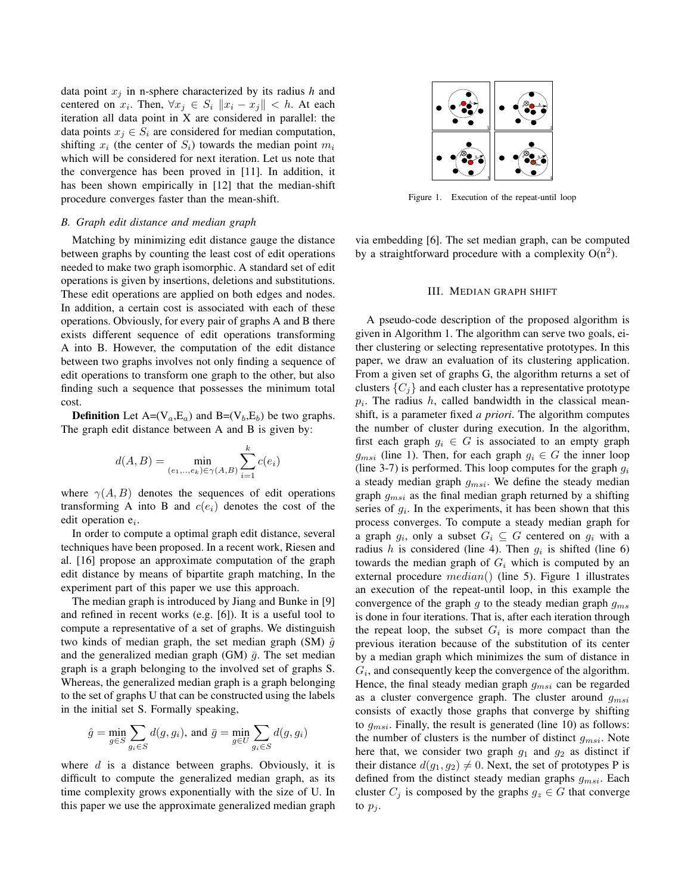data point $x_j$ in n-sphere characterized by its radius *h* and centered on $x_i$. Then, $\forall x_j \in S_i \; \|x_i - x_j\| < h$. At each iteration all data point in X are considered in parallel: the data points $x_j \in S_i$ are considered for median computation, shifting $x_i$ (the center of $S_i$) towards the median point $m_i$ which will be considered for next iteration. Let us note that the convergence has been proved in [11]. In addition, it has been shown empirically in [12] that the median-shift procedure converges faster than the mean-shift.

### *B. Graph edit distance and median graph*

Matching by minimizing edit distance gauge the distance between graphs by counting the least cost of edit operations needed to make two graph isomorphic. A standard set of edit operations is given by insertions, deletions and substitutions. These edit operations are applied on both edges and nodes. In addition, a certain cost is associated with each of these operations. Obviously, for every pair of graphs A and B there exists different sequence of edit operations transforming A into B. However, the computation of the edit distance between two graphs involves not only finding a sequence of edit operations to transform one graph to the other, but also finding such a sequence that possesses the minimum total cost.

**Definition** Let A=($V_a$,$E_a$) and B=($V_b$,$E_b$) be two graphs. The graph edit distance between A and B is given by:

$$d(A, B) = \min_{(e_1,..,e_k)\in\gamma(A,B)} \sum_{i=1}^{k} c(e_i)$$

where $\gamma(A, B)$ denotes the sequences of edit operations transforming A into B and $c(e_i)$ denotes the cost of the edit operation $e_i$.

In order to compute a optimal graph edit distance, several techniques have been proposed. In a recent work, Riesen and al. [16] propose an approximate computation of the graph edit distance by means of bipartite graph matching, In the experiment part of this paper we use this approach.

The median graph is introduced by Jiang and Bunke in [9] and refined in recent works (e.g. [6]). It is a useful tool to compute a representative of a set of graphs. We distinguish two kinds of median graph, the set median graph (SM) $\hat{g}$ and the generalized median graph (GM) $\bar{g}$. The set median graph is a graph belonging to the involved set of graphs S. Whereas, the generalized median graph is a graph belonging to the set of graphs U that can be constructed using the labels in the initial set S. Formally speaking,

$$\hat{g} = \min_{g\in S} \sum_{g_i\in S} d(g, g_i), \text{ and } \bar{g} = \min_{g\in U} \sum_{g_i\in S} d(g, g_i)$$

where $d$ is a distance between graphs. Obviously, it is difficult to compute the generalized median graph, as its time complexity grows exponentially with the size of U. In this paper we use the approximate generalized median graph via embedding [6]. The set median graph, can be computed by a straightforward procedure with a complexity O($n^2$).

Figure 1. Execution of the repeat-until loop

## III. Median graph shift

A pseudo-code description of the proposed algorithm is given in Algorithm 1. The algorithm can serve two goals, either clustering or selecting representative prototypes. In this paper, we draw an evaluation of its clustering application. From a given set of graphs G, the algorithm returns a set of clusters $\{C_j\}$ and each cluster has a representative prototype $p_i$. The radius $h$, called bandwidth in the classical mean-shift, is a parameter fixed *a priori*. The algorithm computes the number of cluster during execution. In the algorithm, first each graph $g_i \in G$ is associated to an empty graph $g_{msi}$ (line 1). Then, for each graph $g_i \in G$ the inner loop (line 3-7) is performed. This loop computes for the graph $g_i$ a steady median graph $g_{msi}$. We define the steady median graph $g_{msi}$ as the final median graph returned by a shifting series of $g_i$. In the experiments, it has been shown that this process converges. To compute a steady median graph for a graph $g_i$, only a subset $G_i \subseteq G$ centered on $g_i$ with a radius $h$ is considered (line 4). Then $g_i$ is shifted (line 6) towards the median graph of $G_i$ which is computed by an external procedure $median()$ (line 5). Figure 1 illustrates an execution of the repeat-until loop, in this example the convergence of the graph $g$ to the steady median graph $g_{ms}$ is done in four iterations. That is, after each iteration through the repeat loop, the subset $G_i$ is more compact than the previous iteration because of the substitution of its center by a median graph which minimizes the sum of distance in $G_i$, and consequently keep the convergence of the algorithm. Hence, the final steady median graph $g_{msi}$ can be regarded as a cluster convergence graph. The cluster around $g_{msi}$ consists of exactly those graphs that converge by shifting to $g_{msi}$. Finally, the result is generated (line 10) as follows: the number of clusters is the number of distinct $g_{msi}$. Note here that, we consider two graph $g_1$ and $g_2$ as distinct if their distance $d(g_1, g_2) \neq 0$. Next, the set of prototypes P is defined from the distinct steady median graphs $g_{msi}$. Each cluster $C_j$ is composed by the graphs $g_z \in G$ that converge to $p_j$.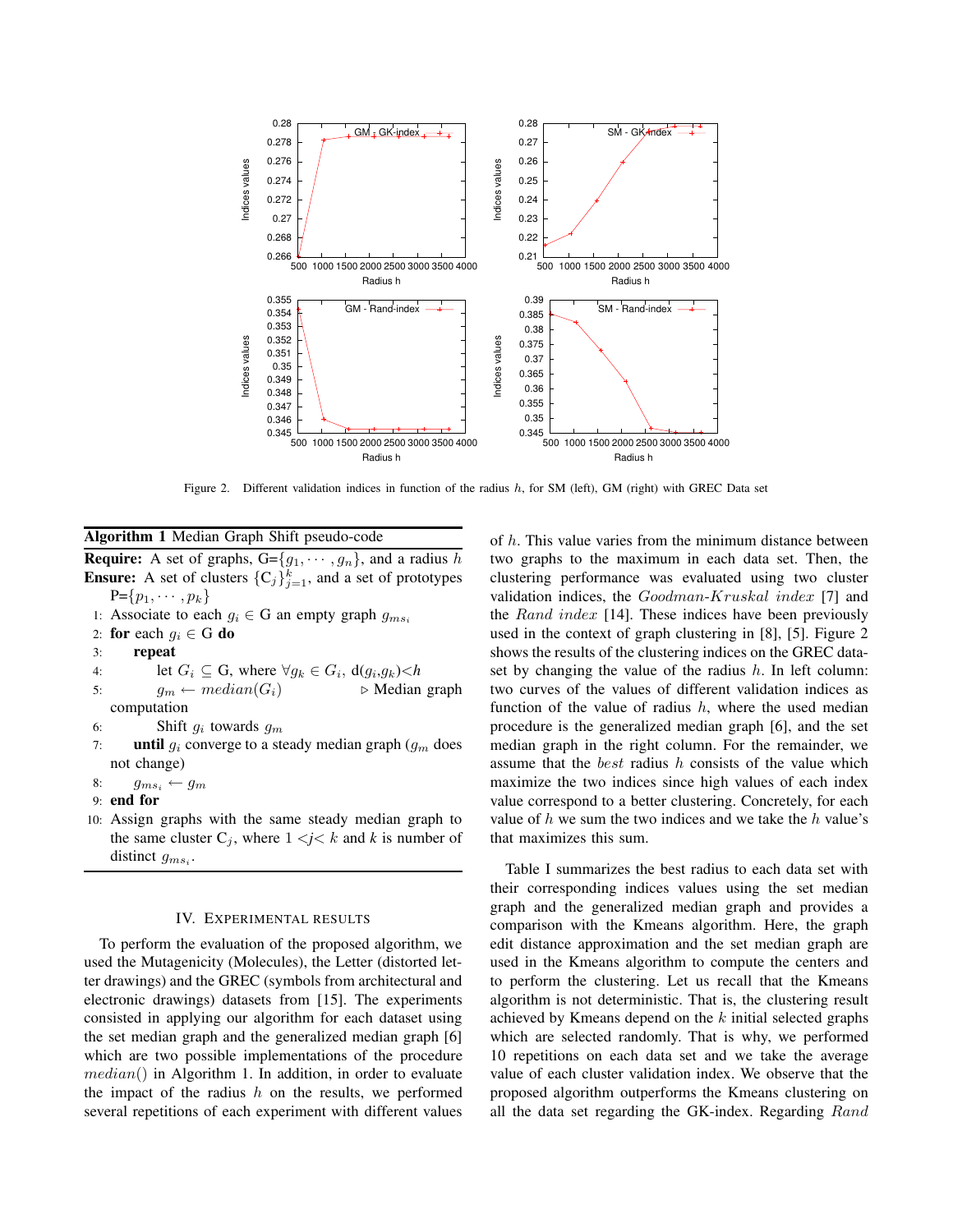Figure 2. Different validation indices in function of the radius $h$, for SM (left), GM (right) with GREC Data set

**Algorithm 1** Median Graph Shift pseudo-code

**Require:** A set of graphs, G=$\{g_1, \cdots, g_n\}$, and a radius $h$

**Ensure:** A set of clusters $\{C_j\}_{j=1}^{k}$, and a set of prototypes P=$\{p_1, \cdots, p_k\}$

1: Associate to each $g_i \in$ G an empty graph $g_{ms_i}$
2: **for** each $g_i \in$ G **do**
3: &nbsp;&nbsp;&nbsp;&nbsp;**repeat**
4: &nbsp;&nbsp;&nbsp;&nbsp;&nbsp;&nbsp;&nbsp;&nbsp;let $G_i \subseteq$ G, where $\forall g_k \in G_i$, d($g_i$,$g_k$)<$h$
5: &nbsp;&nbsp;&nbsp;&nbsp;&nbsp;&nbsp;&nbsp;&nbsp;$g_m \leftarrow median(G_i)$ ▷ Median graph computation
6: &nbsp;&nbsp;&nbsp;&nbsp;&nbsp;&nbsp;&nbsp;&nbsp;Shift $g_i$ towards $g_m$
7: &nbsp;&nbsp;&nbsp;&nbsp;**until** $g_i$ converge to a steady median graph ($g_m$ does not change)
8: &nbsp;&nbsp;&nbsp;&nbsp;$g_{ms_i} \leftarrow g_m$
9: **end for**
10: Assign graphs with the same steady median graph to the same cluster C$_j$, where 1 <$j$< $k$ and $k$ is number of distinct $g_{ms_i}$.

## IV. Experimental results

To perform the evaluation of the proposed algorithm, we used the Mutagenicity (Molecules), the Letter (distorted letter drawings) and the GREC (symbols from architectural and electronic drawings) datasets from [15]. The experiments consisted in applying our algorithm for each dataset using the set median graph and the generalized median graph [6] which are two possible implementations of the procedure $median()$ in Algorithm 1. In addition, in order to evaluate the impact of the radius $h$ on the results, we performed several repetitions of each experiment with different values of $h$. This value varies from the minimum distance between two graphs to the maximum in each data set. Then, the clustering performance was evaluated using two cluster validation indices, the $Goodman$-$Kruskal$ $index$ [7] and the $Rand$ $index$ [14]. These indices have been previously used in the context of graph clustering in [8], [5]. Figure 2 shows the results of the clustering indices on the GREC dataset by changing the value of the radius $h$. In left column: two curves of the values of different validation indices as function of the value of radius $h$, where the used median procedure is the generalized median graph [6], and the set median graph in the right column. For the remainder, we assume that the $best$ radius $h$ consists of the value which maximize the two indices since high values of each index value correspond to a better clustering. Concretely, for each value of $h$ we sum the two indices and we take the $h$ value's that maximizes this sum.

Table I summarizes the best radius to each data set with their corresponding indices values using the set median graph and the generalized median graph and provides a comparison with the Kmeans algorithm. Here, the graph edit distance approximation and the set median graph are used in the Kmeans algorithm to compute the centers and to perform the clustering. Let us recall that the Kmeans algorithm is not deterministic. That is, the clustering result achieved by Kmeans depend on the $k$ initial selected graphs which are selected randomly. That is why, we performed 10 repetitions on each data set and we take the average value of each cluster validation index. We observe that the proposed algorithm outperforms the Kmeans clustering on all the data set regarding the GK-index. Regarding $Rand$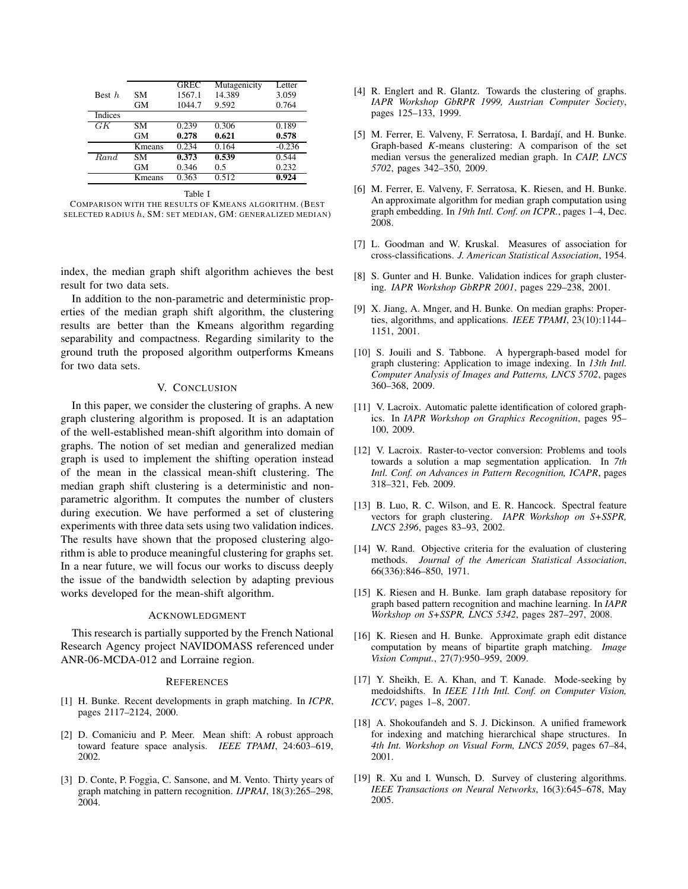| | | GREC | Mutagenicity | Letter |
|---|---|---|---|---|
| Best $h$ | SM | 1567.1 | 14.389 | 3.059 |
| | GM | 1044.7 | 9.592 | 0.764 |
| Indices | | | | |
| $GK$ | SM | 0.239 | 0.306 | 0.189 |
| | GM | **0.278** | **0.621** | **0.578** |
| | Kmeans | 0.234 | 0.164 | -0.236 |
| $Rand$ | SM | **0.373** | **0.539** | 0.544 |
| | GM | 0.346 | 0.5 | 0.232 |
| | Kmeans | 0.363 | 0.512 | **0.924** |

Table I
COMPARISON WITH THE RESULTS OF KMEANS ALGORITHM. (BEST SELECTED RADIUS $h$, SM: SET MEDIAN, GM: GENERALIZED MEDIAN)

index, the median graph shift algorithm achieves the best result for two data sets.

In addition to the non-parametric and deterministic properties of the median graph shift algorithm, the clustering results are better than the Kmeans algorithm regarding separability and compactness. Regarding similarity to the ground truth the proposed algorithm outperforms Kmeans for two data sets.

## V. CONCLUSION

In this paper, we consider the clustering of graphs. A new graph clustering algorithm is proposed. It is an adaptation of the well-established mean-shift algorithm into domain of graphs. The notion of set median and generalized median graph is used to implement the shifting operation instead of the mean in the classical mean-shift clustering. The median graph shift clustering is a deterministic and non-parametric algorithm. It computes the number of clusters during execution. We have performed a set of clustering experiments with three data sets using two validation indices. The results have shown that the proposed clustering algorithm is able to produce meaningful clustering for graphs set. In a near future, we will focus our works to discuss deeply the issue of the bandwidth selection by adapting previous works developed for the mean-shift algorithm.

## ACKNOWLEDGMENT

This research is partially supported by the French National Research Agency project NAVIDOMASS referenced under ANR-06-MCDA-012 and Lorraine region.

## REFERENCES

[1] H. Bunke. Recent developments in graph matching. In *ICPR*, pages 2117–2124, 2000.

[2] D. Comaniciu and P. Meer. Mean shift: A robust approach toward feature space analysis. *IEEE TPAMI*, 24:603–619, 2002.

[3] D. Conte, P. Foggia, C. Sansone, and M. Vento. Thirty years of graph matching in pattern recognition. *IJPRAI*, 18(3):265–298, 2004.

[4] R. Englert and R. Glantz. Towards the clustering of graphs. *IAPR Workshop GbRPR 1999, Austrian Computer Society*, pages 125–133, 1999.

[5] M. Ferrer, E. Valveny, F. Serratosa, I. Bardají, and H. Bunke. Graph-based *K*-means clustering: A comparison of the set median versus the generalized median graph. In *CAIP, LNCS 5702*, pages 342–350, 2009.

[6] M. Ferrer, E. Valveny, F. Serratosa, K. Riesen, and H. Bunke. An approximate algorithm for median graph computation using graph embedding. In *19th Intl. Conf. on ICPR.*, pages 1–4, Dec. 2008.

[7] L. Goodman and W. Kruskal. Measures of association for cross-classifications. *J. American Statistical Association*, 1954.

[8] S. Gunter and H. Bunke. Validation indices for graph clustering. *IAPR Workshop GbRPR 2001*, pages 229–238, 2001.

[9] X. Jiang, A. Mnger, and H. Bunke. On median graphs: Properties, algorithms, and applications. *IEEE TPAMI*, 23(10):1144–1151, 2001.

[10] S. Jouili and S. Tabbone. A hypergraph-based model for graph clustering: Application to image indexing. In *13th Intl. Computer Analysis of Images and Patterns, LNCS 5702*, pages 360–368, 2009.

[11] V. Lacroix. Automatic palette identification of colored graphics. In *IAPR Workshop on Graphics Recognition*, pages 95–100, 2009.

[12] V. Lacroix. Raster-to-vector conversion: Problems and tools towards a solution a map segmentation application. In *7th Intl. Conf. on Advances in Pattern Recognition, ICAPR*, pages 318–321, Feb. 2009.

[13] B. Luo, R. C. Wilson, and E. R. Hancock. Spectral feature vectors for graph clustering. *IAPR Workshop on S+SSPR, LNCS 2396*, pages 83–93, 2002.

[14] W. Rand. Objective criteria for the evaluation of clustering methods. *Journal of the American Statistical Association*, 66(336):846–850, 1971.

[15] K. Riesen and H. Bunke. Iam graph database repository for graph based pattern recognition and machine learning. In *IAPR Workshop on S+SSPR, LNCS 5342*, pages 287–297, 2008.

[16] K. Riesen and H. Bunke. Approximate graph edit distance computation by means of bipartite graph matching. *Image Vision Comput.*, 27(7):950–959, 2009.

[17] Y. Sheikh, E. A. Khan, and T. Kanade. Mode-seeking by medoidshifts. In *IEEE 11th Intl. Conf. on Computer Vision, ICCV*, pages 1–8, 2007.

[18] A. Shokoufandeh and S. J. Dickinson. A unified framework for indexing and matching hierarchical shape structures. In *4th Int. Workshop on Visual Form, LNCS 2059*, pages 67–84, 2001.

[19] R. Xu and I. Wunsch, D. Survey of clustering algorithms. *IEEE Transactions on Neural Networks*, 16(3):645–678, May 2005.